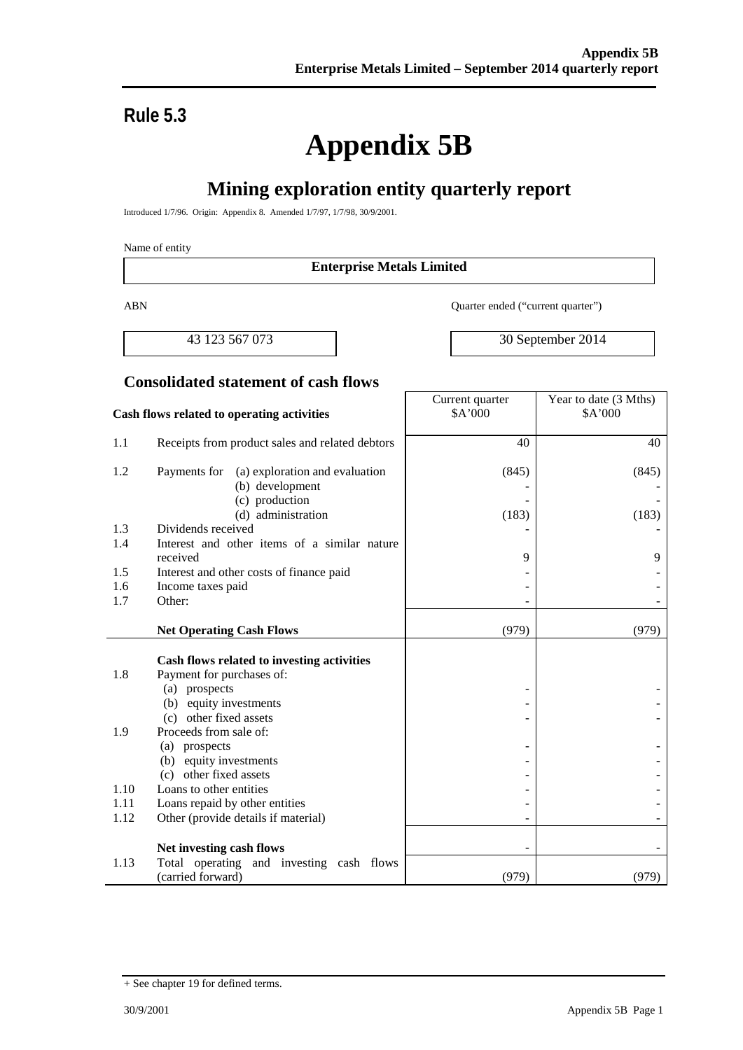**Rule 5.3**

# Appendix 5B

## Mining exploration entity quarterly report

Introduced 1/7/96. Origin: Appendix 8. Amended 1/7/97, 1/7/98, 30/9/2001.

Name of entity

| Enterprise Metals Limited |
|---|

| ABN | Quarter ended ("current quarter") |
|---|---|
| 43 123 567 073 | 30 September 2014 |

### Consolidated statement of cash flows

| | **Cash flows related to operating activities** | Current quarter $A'000 | Year to date (3 Mths) $A'000 |
|---|---|---|---|
| 1.1 | Receipts from product sales and related debtors | 40 | 40 |
| 1.2 | Payments for (a) exploration and evaluation | (845) | (845) |
| | (b) development | - | - |
| | (c) production | - | - |
| | (d) administration | (183) | (183) |
| 1.3 | Dividends received | - | - |
| 1.4 | Interest and other items of a similar nature received | 9 | 9 |
| 1.5 | Interest and other costs of finance paid | - | - |
| 1.6 | Income taxes paid | - | - |
| 1.7 | Other: | - | - |
| | **Net Operating Cash Flows** | (979) | (979) |
| | **Cash flows related to investing activities** | | |
| 1.8 | Payment for purchases of: | | |
| | (a) prospects | - | - |
| | (b) equity investments | - | - |
| | (c) other fixed assets | - | - |
| 1.9 | Proceeds from sale of: | | |
| | (a) prospects | - | - |
| | (b) equity investments | - | - |
| | (c) other fixed assets | - | - |
| 1.10 | Loans to other entities | - | - |
| 1.11 | Loans repaid by other entities | - | - |
| 1.12 | Other (provide details if material) | - | - |
| | **Net investing cash flows** | - | - |
| 1.13 | Total operating and investing cash flows (carried forward) | (979) | (979) |

+ See chapter 19 for defined terms.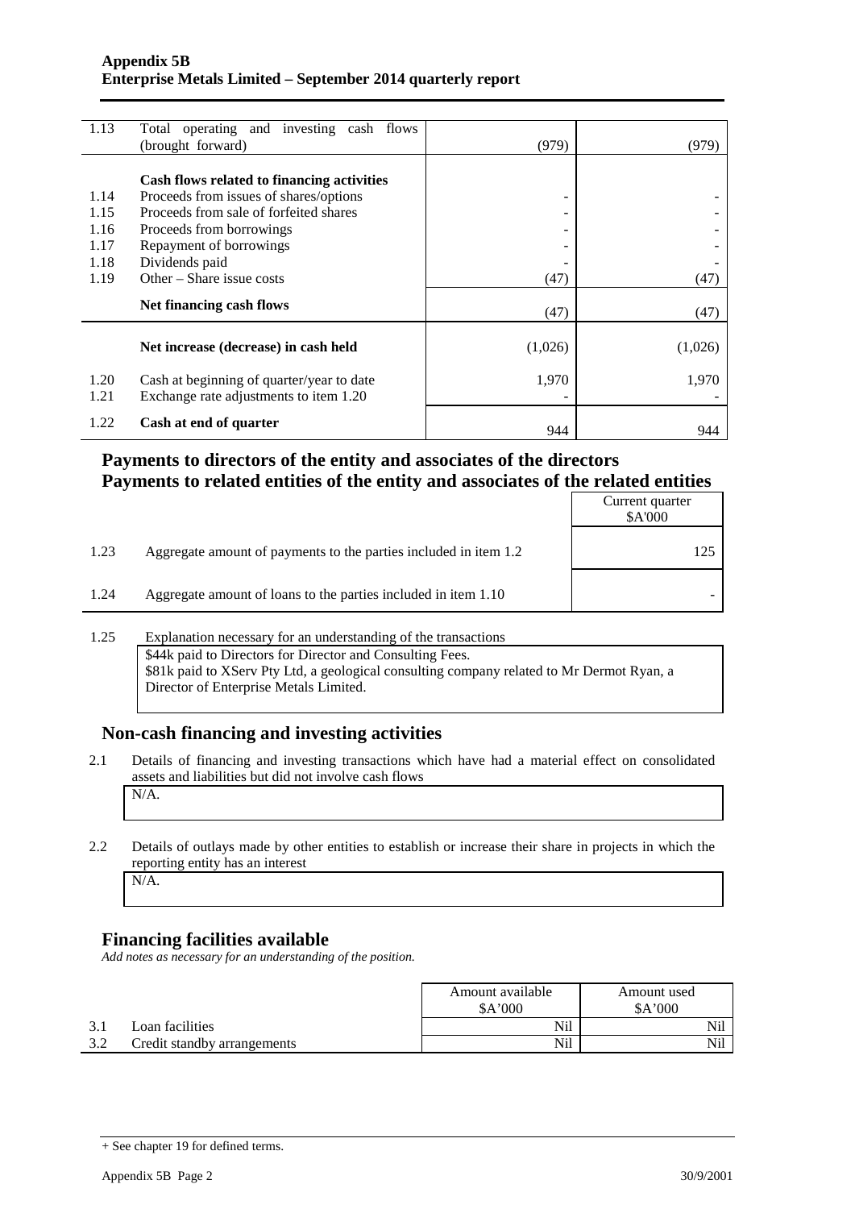| | | | |
|---|---|---|---|
| 1.13 | Total operating and investing cash flows (brought forward) | (979) | (979) |
| | **Cash flows related to financing activities** | | |
| 1.14 | Proceeds from issues of shares/options | - | - |
| 1.15 | Proceeds from sale of forfeited shares | - | - |
| 1.16 | Proceeds from borrowings | - | - |
| 1.17 | Repayment of borrowings | - | - |
| 1.18 | Dividends paid | - | - |
| 1.19 | Other – Share issue costs | (47) | (47) |
| | **Net financing cash flows** | (47) | (47) |
| | **Net increase (decrease) in cash held** | (1,026) | (1,026) |
| 1.20 | Cash at beginning of quarter/year to date | 1,970 | 1,970 |
| 1.21 | Exchange rate adjustments to item 1.20 | - | - |
| 1.22 | **Cash at end of quarter** | 944 | 944 |

## Payments to directors of the entity and associates of the directors
## Payments to related entities of the entity and associates of the related entities

| | | Current quarter $A'000 |
|---|---|---|
| 1.23 | Aggregate amount of payments to the parties included in item 1.2 | 125 |
| 1.24 | Aggregate amount of loans to the parties included in item 1.10 | - |

1.25 Explanation necessary for an understanding of the transactions

$44k paid to Directors for Director and Consulting Fees.
$81k paid to XServ Pty Ltd, a geological consulting company related to Mr Dermot Ryan, a Director of Enterprise Metals Limited.

## Non-cash financing and investing activities

2.1 Details of financing and investing transactions which have had a material effect on consolidated assets and liabilities but did not involve cash flows

N/A.

2.2 Details of outlays made by other entities to establish or increase their share in projects in which the reporting entity has an interest

N/A.

## Financing facilities available

*Add notes as necessary for an understanding of the position.*

| | | Amount available $A'000 | Amount used $A'000 |
|---|---|---|---|
| 3.1 | Loan facilities | Nil | Nil |
| 3.2 | Credit standby arrangements | Nil | Nil |

+ See chapter 19 for defined terms.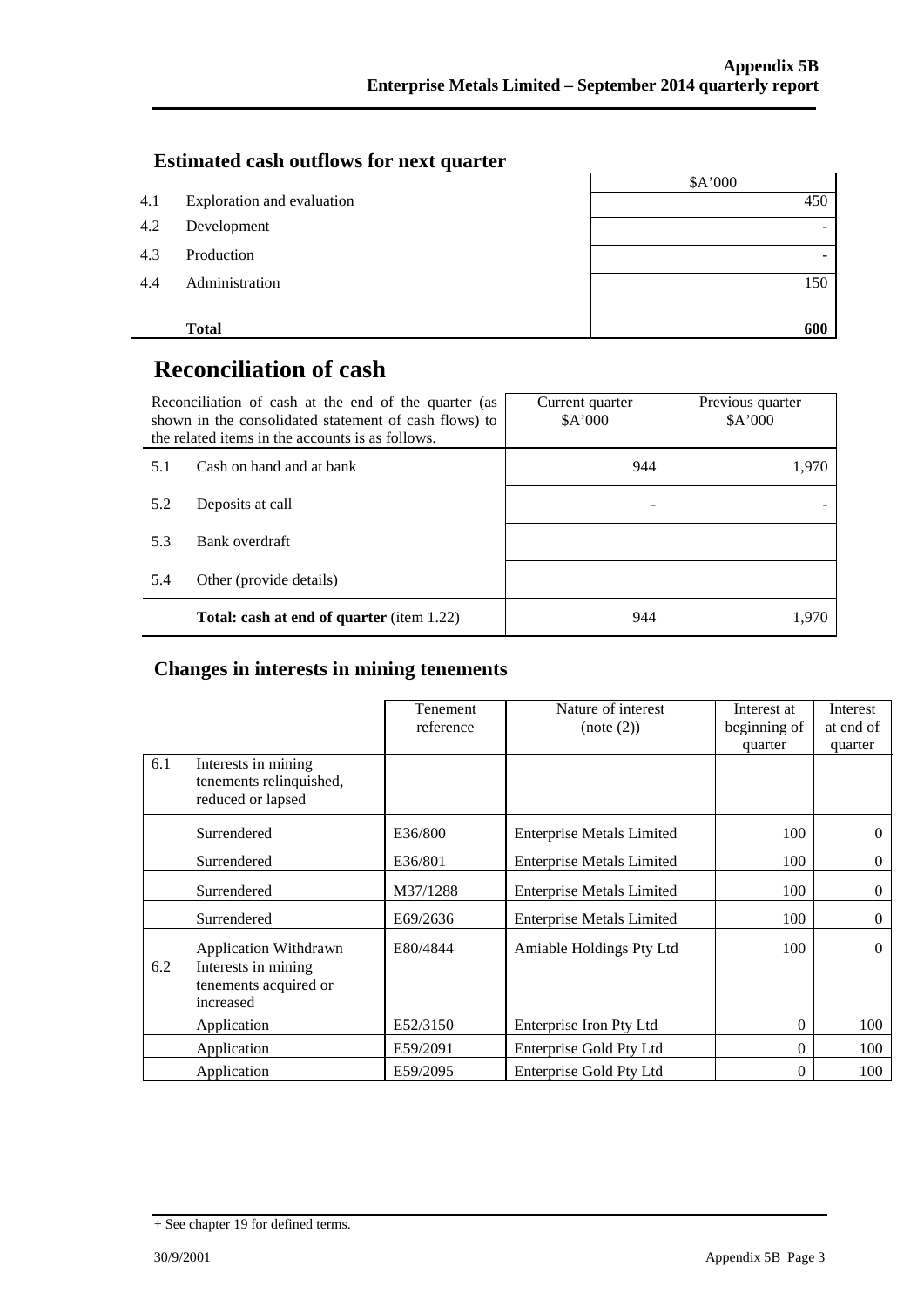## Estimated cash outflows for next quarter

| | | $A'000 |
|---|---|---|
| 4.1 | Exploration and evaluation | 450 |
| 4.2 | Development | - |
| 4.3 | Production | - |
| 4.4 | Administration | 150 |
| | **Total** | **600** |

# Reconciliation of cash

| Reconciliation of cash at the end of the quarter (as shown in the consolidated statement of cash flows) to the related items in the accounts is as follows. | | Current quarter $A'000 | Previous quarter $A'000 |
|---|---|---|---|
| 5.1 | Cash on hand and at bank | 944 | 1,970 |
| 5.2 | Deposits at call | - | - |
| 5.3 | Bank overdraft | | |
| 5.4 | Other (provide details) | | |
| | **Total: cash at end of quarter** (item 1.22) | 944 | 1,970 |

## Changes in interests in mining tenements

| | | Tenement reference | Nature of interest (note (2)) | Interest at beginning of quarter | Interest at end of quarter |
|---|---|---|---|---|---|
| 6.1 | Interests in mining tenements relinquished, reduced or lapsed | | | | |
| | Surrendered | E36/800 | Enterprise Metals Limited | 100 | 0 |
| | Surrendered | E36/801 | Enterprise Metals Limited | 100 | 0 |
| | Surrendered | M37/1288 | Enterprise Metals Limited | 100 | 0 |
| | Surrendered | E69/2636 | Enterprise Metals Limited | 100 | 0 |
| | Application Withdrawn | E80/4844 | Amiable Holdings Pty Ltd | 100 | 0 |
| 6.2 | Interests in mining tenements acquired or increased | | | | |
| | Application | E52/3150 | Enterprise Iron Pty Ltd | 0 | 100 |
| | Application | E59/2091 | Enterprise Gold Pty Ltd | 0 | 100 |
| | Application | E59/2095 | Enterprise Gold Pty Ltd | 0 | 100 |

+ See chapter 19 for defined terms.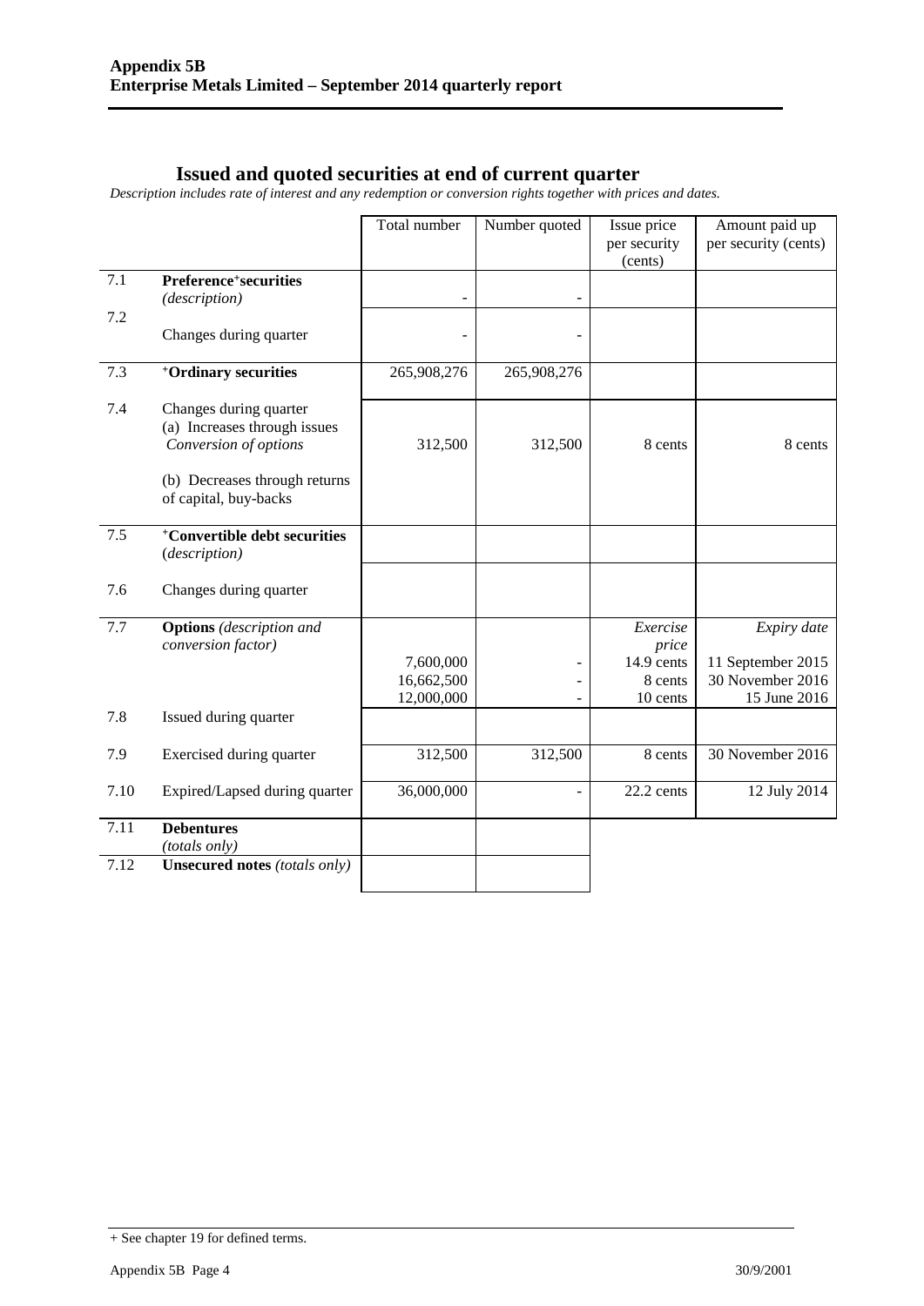## Issued and quoted securities at end of current quarter

*Description includes rate of interest and any redemption or conversion rights together with prices and dates.*

| | | Total number | Number quoted | Issue price per security (cents) | Amount paid up per security (cents) |
|---|---|---|---|---|---|
| 7.1 | **Preference+securities** *(description)* | - | - | | |
| 7.2 | Changes during quarter | - | - | | |
| 7.3 | **+Ordinary securities** | 265,908,276 | 265,908,276 | | |
| 7.4 | Changes during quarter (a) Increases through issues *Conversion of options* (b) Decreases through returns of capital, buy-backs | 312,500 | 312,500 | 8 cents | 8 cents |
| 7.5 | **+Convertible debt securities** *(description)* | | | | |
| 7.6 | Changes during quarter | | | | |
| 7.7 | **Options** *(description and conversion factor)* | 7,600,000<br>16,662,500<br>12,000,000 | -<br>-<br>- | *Exercise price*<br>14.9 cents<br>8 cents<br>10 cents | *Expiry date*<br>11 September 2015<br>30 November 2016<br>15 June 2016 |
| 7.8 | Issued during quarter | | | | |
| 7.9 | Exercised during quarter | 312,500 | 312,500 | 8 cents | 30 November 2016 |
| 7.10 | Expired/Lapsed during quarter | 36,000,000 | - | 22.2 cents | 12 July 2014 |
| 7.11 | **Debentures** *(totals only)* | | | | |
| 7.12 | **Unsecured notes** *(totals only)* | | | | |

+ See chapter 19 for defined terms.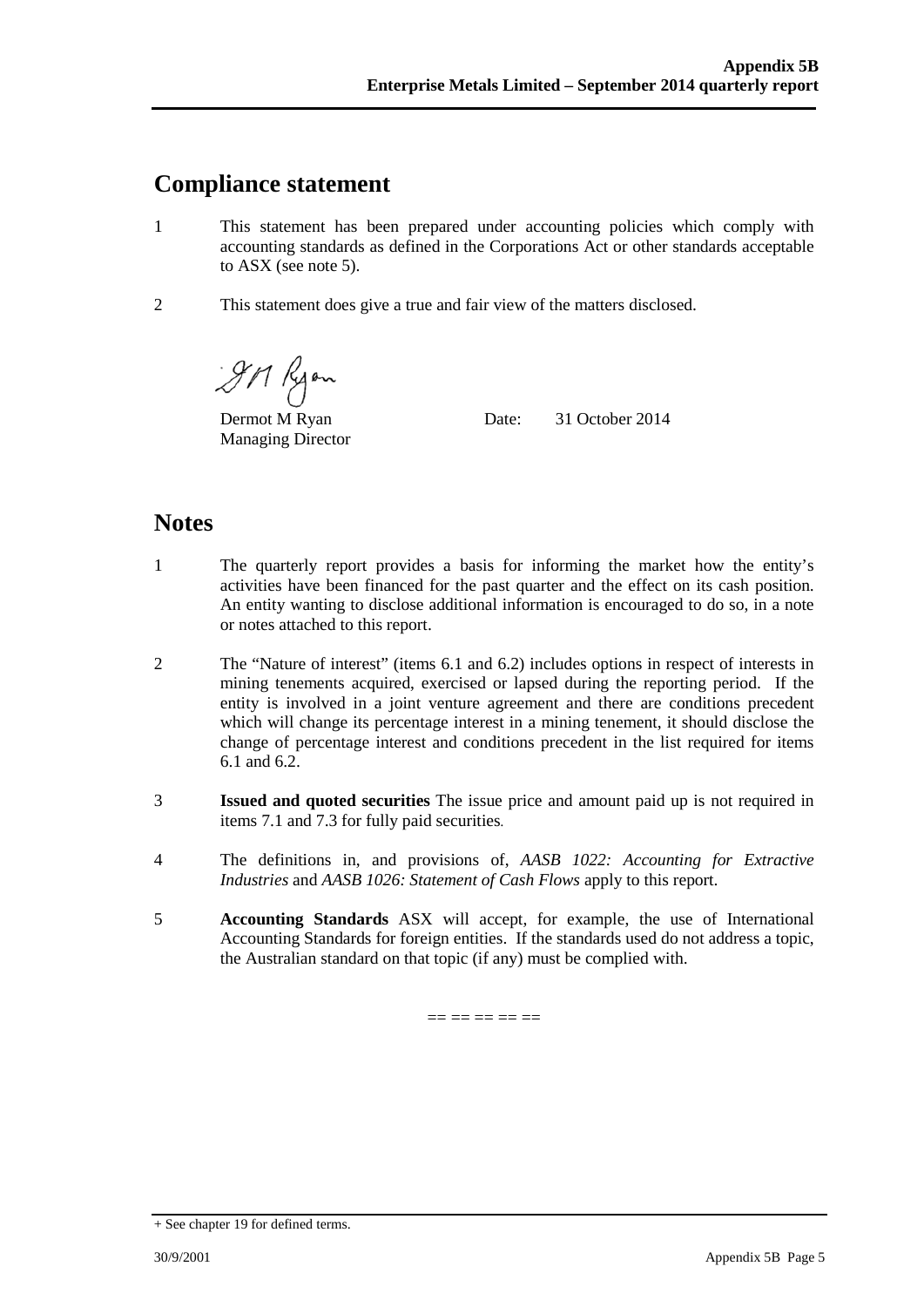## Compliance statement

1 This statement has been prepared under accounting policies which comply with accounting standards as defined in the Corporations Act or other standards acceptable to ASX (see note 5).

2 This statement does give a true and fair view of the matters disclosed.

Dermot M Ryan
Managing Director

Date: 31 October 2014

## Notes

1 The quarterly report provides a basis for informing the market how the entity's activities have been financed for the past quarter and the effect on its cash position. An entity wanting to disclose additional information is encouraged to do so, in a note or notes attached to this report.

2 The "Nature of interest" (items 6.1 and 6.2) includes options in respect of interests in mining tenements acquired, exercised or lapsed during the reporting period. If the entity is involved in a joint venture agreement and there are conditions precedent which will change its percentage interest in a mining tenement, it should disclose the change of percentage interest and conditions precedent in the list required for items 6.1 and 6.2.

3 **Issued and quoted securities** The issue price and amount paid up is not required in items 7.1 and 7.3 for fully paid securities.

4 The definitions in, and provisions of, *AASB 1022: Accounting for Extractive Industries* and *AASB 1026: Statement of Cash Flows* apply to this report.

5 **Accounting Standards** ASX will accept, for example, the use of International Accounting Standards for foreign entities. If the standards used do not address a topic, the Australian standard on that topic (if any) must be complied with.

== == == == ==